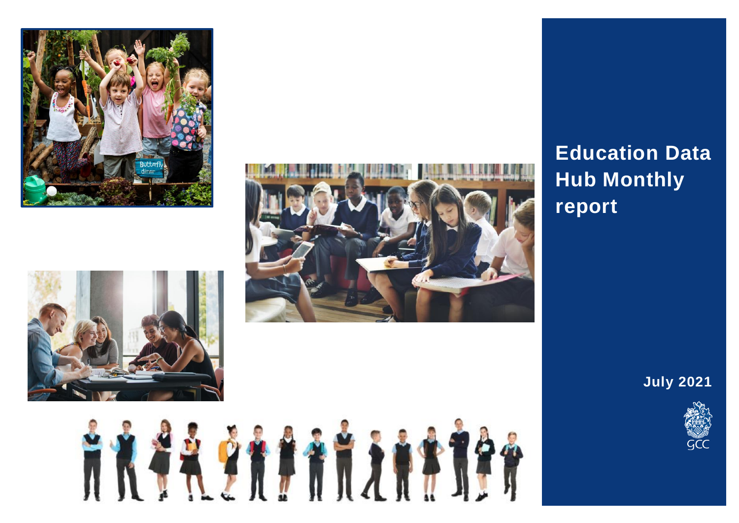# Education Data Hub Monthly report

**July 2021**

GCC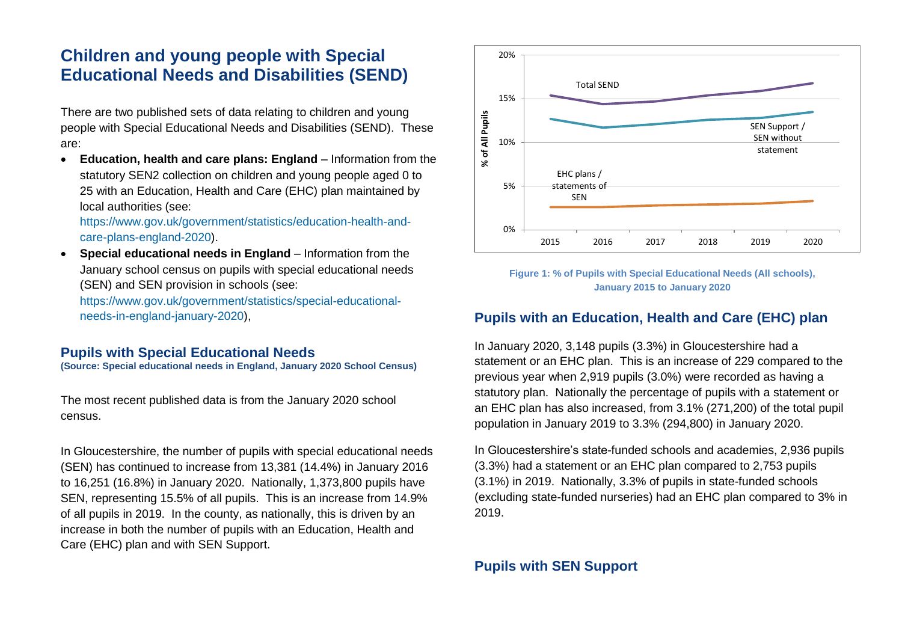## Children and young people with Special Educational Needs and Disabilities (SEND)

There are two published sets of data relating to children and young people with Special Educational Needs and Disabilities (SEND). These are:

- **Education, health and care plans: England** – Information from the statutory SEN2 collection on children and young people aged 0 to 25 with an Education, Health and Care (EHC) plan maintained by local authorities (see: https://www.gov.uk/government/statistics/education-health-and-care-plans-england-2020).
- **Special educational needs in England** – Information from the January school census on pupils with special educational needs (SEN) and SEN provision in schools (see: https://www.gov.uk/government/statistics/special-educational-needs-in-england-january-2020),

### Pupils with Special Educational Needs

**(Source: Special educational needs in England, January 2020 School Census)**

The most recent published data is from the January 2020 school census.

In Gloucestershire, the number of pupils with special educational needs (SEN) has continued to increase from 13,381 (14.4%) in January 2016 to 16,251 (16.8%) in January 2020. Nationally, 1,373,800 pupils have SEN, representing 15.5% of all pupils. This is an increase from 14.9% of all pupils in 2019. In the county, as nationally, this is driven by an increase in both the number of pupils with an Education, Health and Care (EHC) plan and with SEN Support.

Figure 1: % of Pupils with Special Educational Needs (All schools), January 2015 to January 2020

### Pupils with an Education, Health and Care (EHC) plan

In January 2020, 3,148 pupils (3.3%) in Gloucestershire had a statement or an EHC plan. This is an increase of 229 compared to the previous year when 2,919 pupils (3.0%) were recorded as having a statutory plan. Nationally the percentage of pupils with a statement or an EHC plan has also increased, from 3.1% (271,200) of the total pupil population in January 2019 to 3.3% (294,800) in January 2020.

In Gloucestershire's state-funded schools and academies, 2,936 pupils (3.3%) had a statement or an EHC plan compared to 2,753 pupils (3.1%) in 2019. Nationally, 3.3% of pupils in state-funded schools (excluding state-funded nurseries) had an EHC plan compared to 3% in 2019.

### Pupils with SEN Support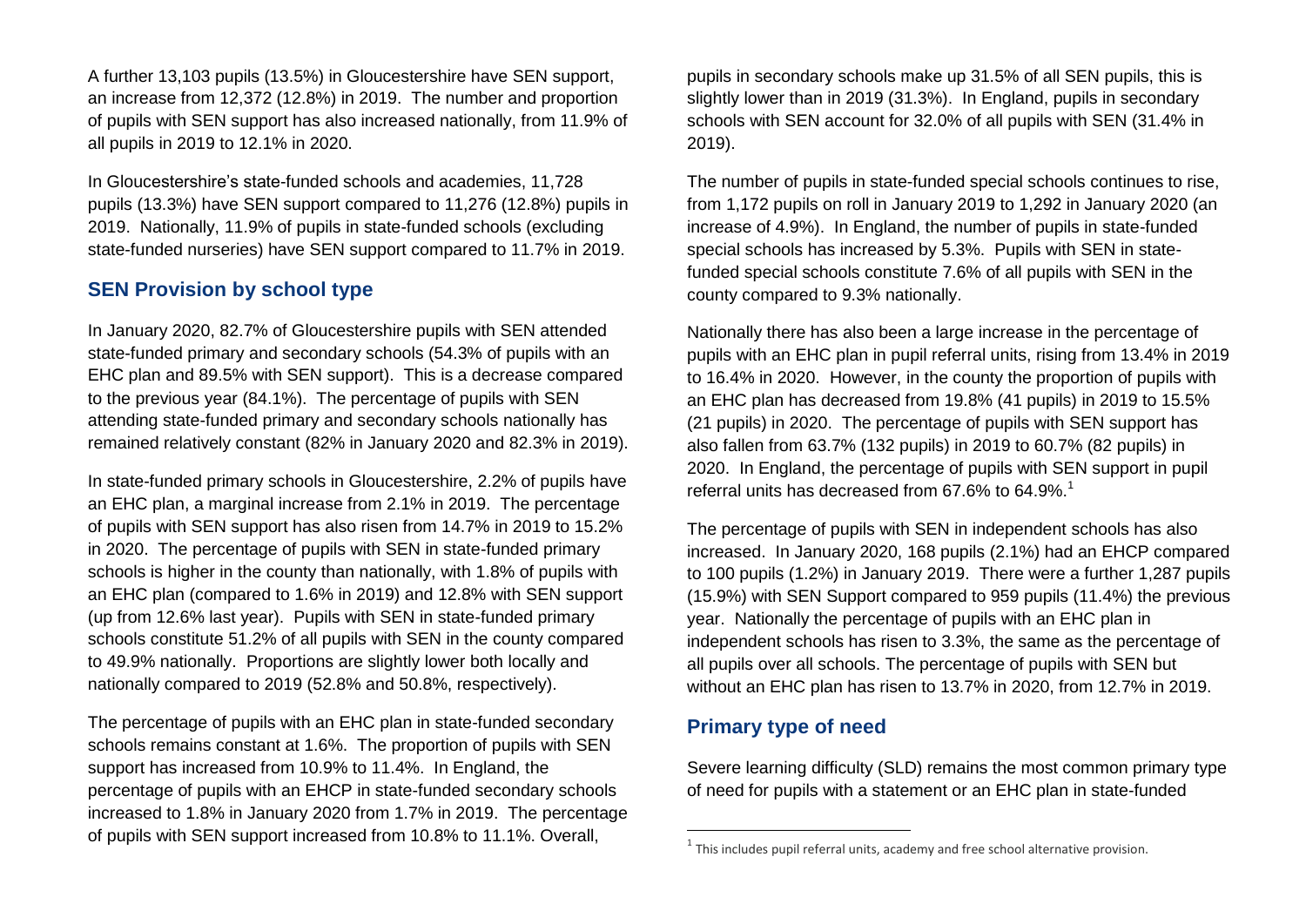A further 13,103 pupils (13.5%) in Gloucestershire have SEN support, an increase from 12,372 (12.8%) in 2019. The number and proportion of pupils with SEN support has also increased nationally, from 11.9% of all pupils in 2019 to 12.1% in 2020.

In Gloucestershire's state-funded schools and academies, 11,728 pupils (13.3%) have SEN support compared to 11,276 (12.8%) pupils in 2019. Nationally, 11.9% of pupils in state-funded schools (excluding state-funded nurseries) have SEN support compared to 11.7% in 2019.

## SEN Provision by school type

In January 2020, 82.7% of Gloucestershire pupils with SEN attended state-funded primary and secondary schools (54.3% of pupils with an EHC plan and 89.5% with SEN support). This is a decrease compared to the previous year (84.1%). The percentage of pupils with SEN attending state-funded primary and secondary schools nationally has remained relatively constant (82% in January 2020 and 82.3% in 2019).

In state-funded primary schools in Gloucestershire, 2.2% of pupils have an EHC plan, a marginal increase from 2.1% in 2019. The percentage of pupils with SEN support has also risen from 14.7% in 2019 to 15.2% in 2020. The percentage of pupils with SEN in state-funded primary schools is higher in the county than nationally, with 1.8% of pupils with an EHC plan (compared to 1.6% in 2019) and 12.8% with SEN support (up from 12.6% last year). Pupils with SEN in state-funded primary schools constitute 51.2% of all pupils with SEN in the county compared to 49.9% nationally. Proportions are slightly lower both locally and nationally compared to 2019 (52.8% and 50.8%, respectively).

The percentage of pupils with an EHC plan in state-funded secondary schools remains constant at 1.6%. The proportion of pupils with SEN support has increased from 10.9% to 11.4%. In England, the percentage of pupils with an EHCP in state-funded secondary schools increased to 1.8% in January 2020 from 1.7% in 2019. The percentage of pupils with SEN support increased from 10.8% to 11.1%. Overall, pupils in secondary schools make up 31.5% of all SEN pupils, this is slightly lower than in 2019 (31.3%). In England, pupils in secondary schools with SEN account for 32.0% of all pupils with SEN (31.4% in 2019).

The number of pupils in state-funded special schools continues to rise, from 1,172 pupils on roll in January 2019 to 1,292 in January 2020 (an increase of 4.9%). In England, the number of pupils in state-funded special schools has increased by 5.3%. Pupils with SEN in state-funded special schools constitute 7.6% of all pupils with SEN in the county compared to 9.3% nationally.

Nationally there has also been a large increase in the percentage of pupils with an EHC plan in pupil referral units, rising from 13.4% in 2019 to 16.4% in 2020. However, in the county the proportion of pupils with an EHC plan has decreased from 19.8% (41 pupils) in 2019 to 15.5% (21 pupils) in 2020. The percentage of pupils with SEN support has also fallen from 63.7% (132 pupils) in 2019 to 60.7% (82 pupils) in 2020. In England, the percentage of pupils with SEN support in pupil referral units has decreased from 67.6% to 64.9%.[1]

The percentage of pupils with SEN in independent schools has also increased. In January 2020, 168 pupils (2.1%) had an EHCP compared to 100 pupils (1.2%) in January 2019. There were a further 1,287 pupils (15.9%) with SEN Support compared to 959 pupils (11.4%) the previous year. Nationally the percentage of pupils with an EHC plan in independent schools has risen to 3.3%, the same as the percentage of all pupils over all schools. The percentage of pupils with SEN but without an EHC plan has risen to 13.7% in 2020, from 12.7% in 2019.

## Primary type of need

Severe learning difficulty (SLD) remains the most common primary type of need for pupils with a statement or an EHC plan in state-funded

---

[1] This includes pupil referral units, academy and free school alternative provision.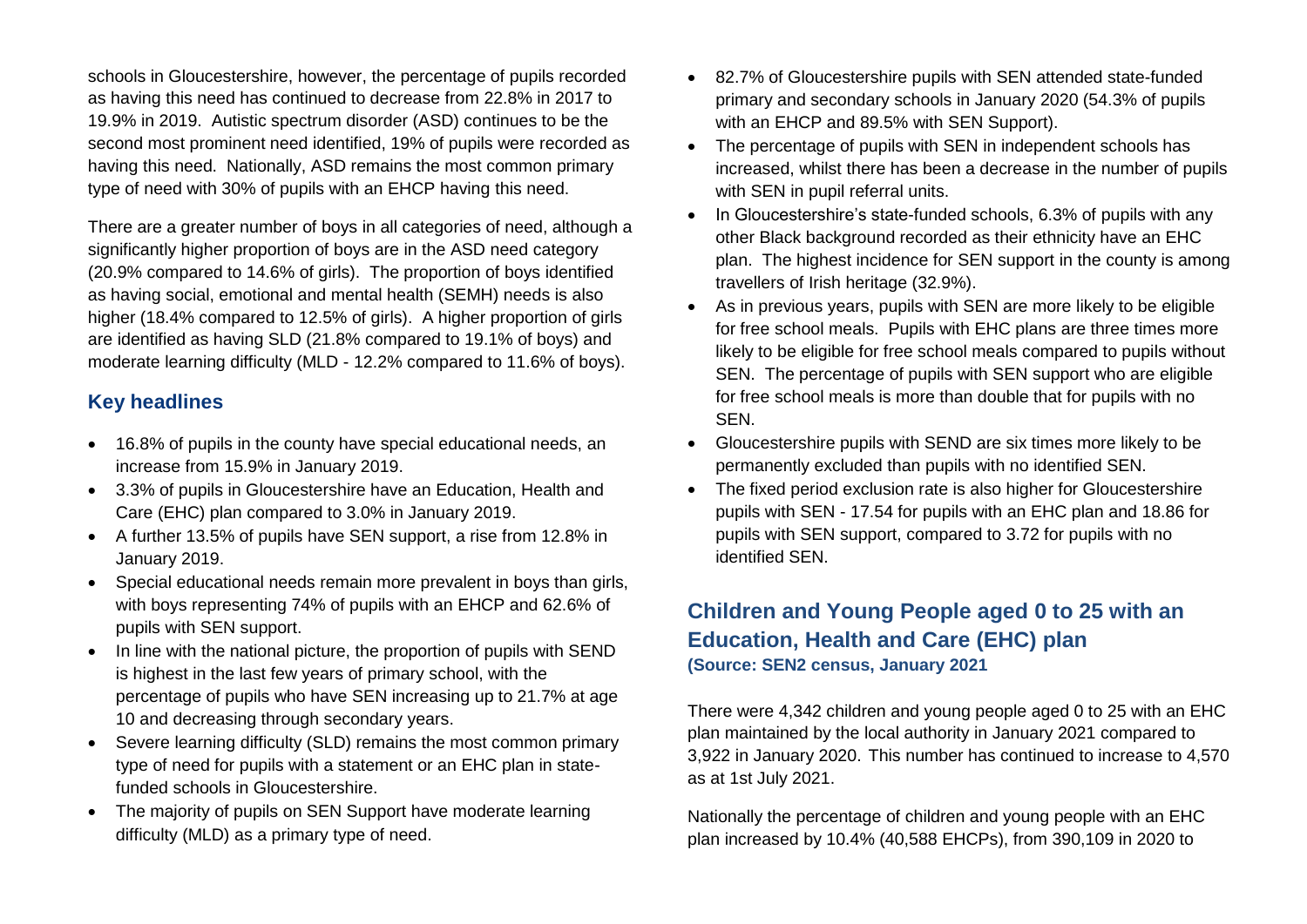schools in Gloucestershire, however, the percentage of pupils recorded as having this need has continued to decrease from 22.8% in 2017 to 19.9% in 2019. Autistic spectrum disorder (ASD) continues to be the second most prominent need identified, 19% of pupils were recorded as having this need. Nationally, ASD remains the most common primary type of need with 30% of pupils with an EHCP having this need.

There are a greater number of boys in all categories of need, although a significantly higher proportion of boys are in the ASD need category (20.9% compared to 14.6% of girls). The proportion of boys identified as having social, emotional and mental health (SEMH) needs is also higher (18.4% compared to 12.5% of girls). A higher proportion of girls are identified as having SLD (21.8% compared to 19.1% of boys) and moderate learning difficulty (MLD - 12.2% compared to 11.6% of boys).

### Key headlines

- 16.8% of pupils in the county have special educational needs, an increase from 15.9% in January 2019.
- 3.3% of pupils in Gloucestershire have an Education, Health and Care (EHC) plan compared to 3.0% in January 2019.
- A further 13.5% of pupils have SEN support, a rise from 12.8% in January 2019.
- Special educational needs remain more prevalent in boys than girls, with boys representing 74% of pupils with an EHCP and 62.6% of pupils with SEN support.
- In line with the national picture, the proportion of pupils with SEND is highest in the last few years of primary school, with the percentage of pupils who have SEN increasing up to 21.7% at age 10 and decreasing through secondary years.
- Severe learning difficulty (SLD) remains the most common primary type of need for pupils with a statement or an EHC plan in state-funded schools in Gloucestershire.
- The majority of pupils on SEN Support have moderate learning difficulty (MLD) as a primary type of need.
- 82.7% of Gloucestershire pupils with SEN attended state-funded primary and secondary schools in January 2020 (54.3% of pupils with an EHCP and 89.5% with SEN Support).
- The percentage of pupils with SEN in independent schools has increased, whilst there has been a decrease in the number of pupils with SEN in pupil referral units.
- In Gloucestershire's state-funded schools, 6.3% of pupils with any other Black background recorded as their ethnicity have an EHC plan. The highest incidence for SEN support in the county is among travellers of Irish heritage (32.9%).
- As in previous years, pupils with SEN are more likely to be eligible for free school meals. Pupils with EHC plans are three times more likely to be eligible for free school meals compared to pupils without SEN. The percentage of pupils with SEN support who are eligible for free school meals is more than double that for pupils with no SEN.
- Gloucestershire pupils with SEND are six times more likely to be permanently excluded than pupils with no identified SEN.
- The fixed period exclusion rate is also higher for Gloucestershire pupils with SEN - 17.54 for pupils with an EHC plan and 18.86 for pupils with SEN support, compared to 3.72 for pupils with no identified SEN.

## Children and Young People aged 0 to 25 with an Education, Health and Care (EHC) plan

**(Source: SEN2 census, January 2021**

There were 4,342 children and young people aged 0 to 25 with an EHC plan maintained by the local authority in January 2021 compared to 3,922 in January 2020. This number has continued to increase to 4,570 as at 1st July 2021.

Nationally the percentage of children and young people with an EHC plan increased by 10.4% (40,588 EHCPs), from 390,109 in 2020 to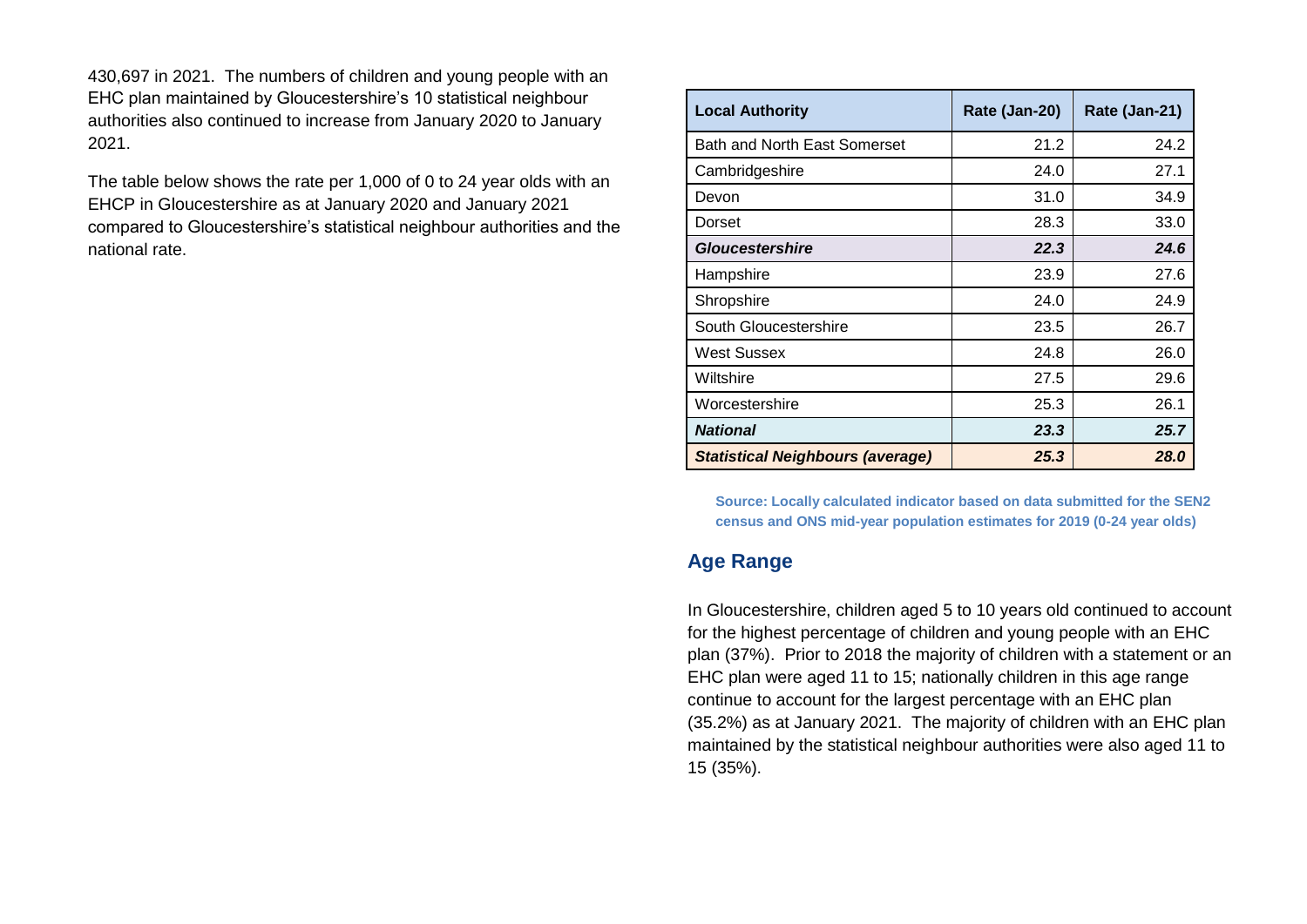430,697 in 2021. The numbers of children and young people with an EHC plan maintained by Gloucestershire's 10 statistical neighbour authorities also continued to increase from January 2020 to January 2021.

The table below shows the rate per 1,000 of 0 to 24 year olds with an EHCP in Gloucestershire as at January 2020 and January 2021 compared to Gloucestershire's statistical neighbour authorities and the national rate.

| Local Authority | Rate (Jan-20) | Rate (Jan-21) |
|---|---|---|
| Bath and North East Somerset | 21.2 | 24.2 |
| Cambridgeshire | 24.0 | 27.1 |
| Devon | 31.0 | 34.9 |
| Dorset | 28.3 | 33.0 |
| ***Gloucestershire*** | ***22.3*** | ***24.6*** |
| Hampshire | 23.9 | 27.6 |
| Shropshire | 24.0 | 24.9 |
| South Gloucestershire | 23.5 | 26.7 |
| West Sussex | 24.8 | 26.0 |
| Wiltshire | 27.5 | 29.6 |
| Worcestershire | 25.3 | 26.1 |
| ***National*** | ***23.3*** | ***25.7*** |
| ***Statistical Neighbours (average)*** | ***25.3*** | ***28.0*** |

**Source: Locally calculated indicator based on data submitted for the SEN2 census and ONS mid-year population estimates for 2019 (0-24 year olds)**

## Age Range

In Gloucestershire, children aged 5 to 10 years old continued to account for the highest percentage of children and young people with an EHC plan (37%). Prior to 2018 the majority of children with a statement or an EHC plan were aged 11 to 15; nationally children in this age range continue to account for the largest percentage with an EHC plan (35.2%) as at January 2021. The majority of children with an EHC plan maintained by the statistical neighbour authorities were also aged 11 to 15 (35%).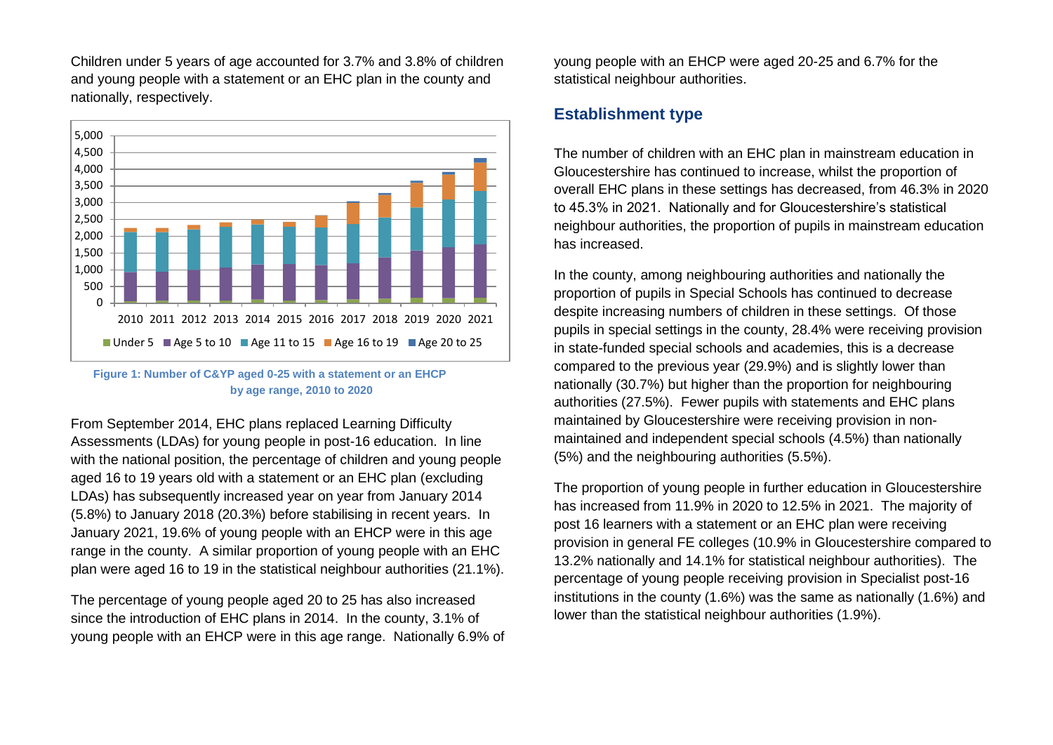Children under 5 years of age accounted for 3.7% and 3.8% of children and young people with a statement or an EHC plan in the county and nationally, respectively.

Figure 1: Number of C&YP aged 0-25 with a statement or an EHCP by age range, 2010 to 2020

From September 2014, EHC plans replaced Learning Difficulty Assessments (LDAs) for young people in post-16 education. In line with the national position, the percentage of children and young people aged 16 to 19 years old with a statement or an EHC plan (excluding LDAs) has subsequently increased year on year from January 2014 (5.8%) to January 2018 (20.3%) before stabilising in recent years. In January 2021, 19.6% of young people with an EHCP were in this age range in the county. A similar proportion of young people with an EHC plan were aged 16 to 19 in the statistical neighbour authorities (21.1%).

The percentage of young people aged 20 to 25 has also increased since the introduction of EHC plans in 2014. In the county, 3.1% of young people with an EHCP were in this age range. Nationally 6.9% of young people with an EHCP were aged 20-25 and 6.7% for the statistical neighbour authorities.

## Establishment type

The number of children with an EHC plan in mainstream education in Gloucestershire has continued to increase, whilst the proportion of overall EHC plans in these settings has decreased, from 46.3% in 2020 to 45.3% in 2021. Nationally and for Gloucestershire's statistical neighbour authorities, the proportion of pupils in mainstream education has increased.

In the county, among neighbouring authorities and nationally the proportion of pupils in Special Schools has continued to decrease despite increasing numbers of children in these settings. Of those pupils in special settings in the county, 28.4% were receiving provision in state-funded special schools and academies, this is a decrease compared to the previous year (29.9%) and is slightly lower than nationally (30.7%) but higher than the proportion for neighbouring authorities (27.5%). Fewer pupils with statements and EHC plans maintained by Gloucestershire were receiving provision in non-maintained and independent special schools (4.5%) than nationally (5%) and the neighbouring authorities (5.5%).

The proportion of young people in further education in Gloucestershire has increased from 11.9% in 2020 to 12.5% in 2021. The majority of post 16 learners with a statement or an EHC plan were receiving provision in general FE colleges (10.9% in Gloucestershire compared to 13.2% nationally and 14.1% for statistical neighbour authorities). The percentage of young people receiving provision in Specialist post-16 institutions in the county (1.6%) was the same as nationally (1.6%) and lower than the statistical neighbour authorities (1.9%).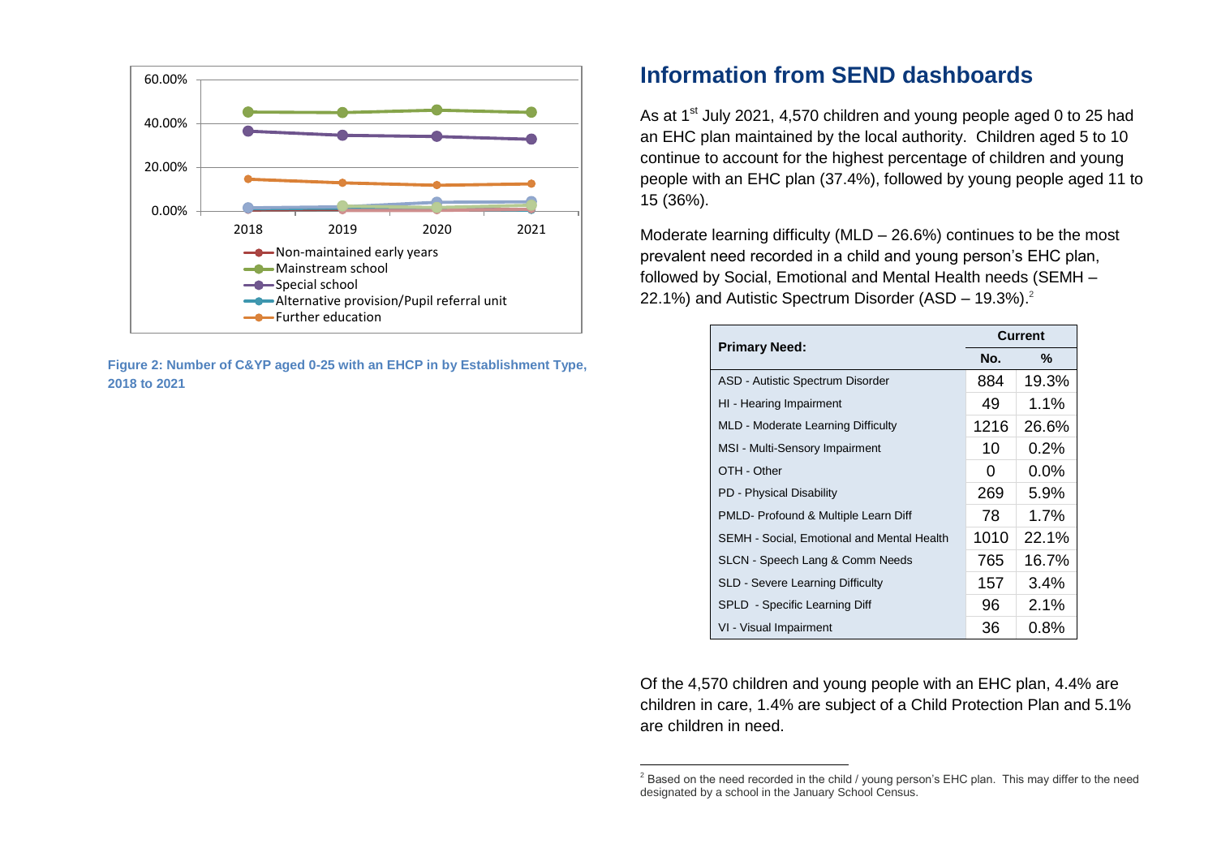Figure 2: Number of C&YP aged 0-25 with an EHCP in by Establishment Type, 2018 to 2021

## Information from SEND dashboards

As at 1st July 2021, 4,570 children and young people aged 0 to 25 had an EHC plan maintained by the local authority. Children aged 5 to 10 continue to account for the highest percentage of children and young people with an EHC plan (37.4%), followed by young people aged 11 to 15 (36%).

Moderate learning difficulty (MLD – 26.6%) continues to be the most prevalent need recorded in a child and young person's EHC plan, followed by Social, Emotional and Mental Health needs (SEMH – 22.1%) and Autistic Spectrum Disorder (ASD – 19.3%).[2]

| Primary Need: | Current | |
|---|---|---|
| | No. | % |
| ASD - Autistic Spectrum Disorder | 884 | 19.3% |
| HI - Hearing Impairment | 49 | 1.1% |
| MLD - Moderate Learning Difficulty | 1216 | 26.6% |
| MSI - Multi-Sensory Impairment | 10 | 0.2% |
| OTH - Other | 0 | 0.0% |
| PD - Physical Disability | 269 | 5.9% |
| PMLD- Profound & Multiple Learn Diff | 78 | 1.7% |
| SEMH - Social, Emotional and Mental Health | 1010 | 22.1% |
| SLCN - Speech Lang & Comm Needs | 765 | 16.7% |
| SLD - Severe Learning Difficulty | 157 | 3.4% |
| SPLD - Specific Learning Diff | 96 | 2.1% |
| VI - Visual Impairment | 36 | 0.8% |

Of the 4,570 children and young people with an EHC plan, 4.4% are children in care, 1.4% are subject of a Child Protection Plan and 5.1% are children in need.

[2] Based on the need recorded in the child / young person's EHC plan. This may differ to the need designated by a school in the January School Census.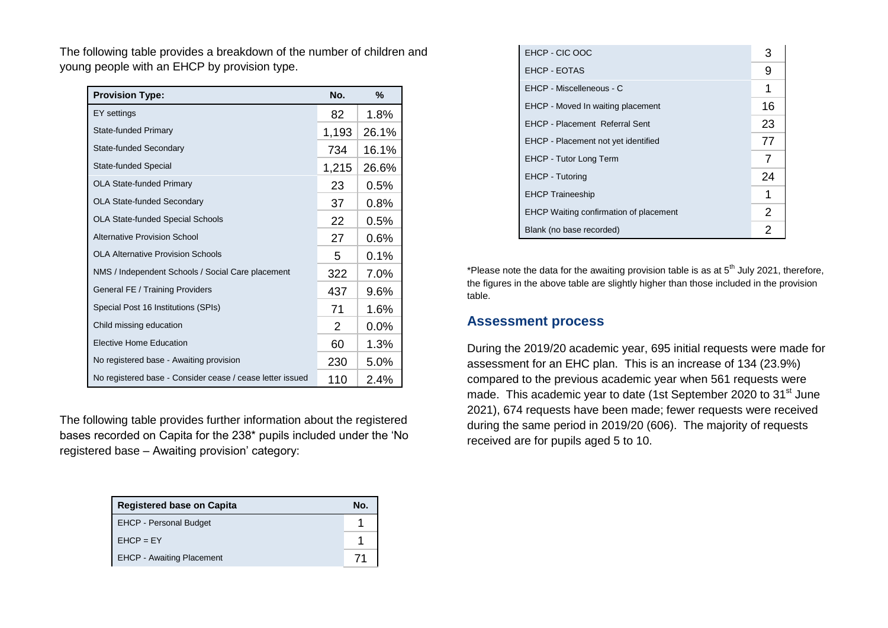The following table provides a breakdown of the number of children and young people with an EHCP by provision type.

| Provision Type: | No. | % |
|---|---|---|
| EY settings | 82 | 1.8% |
| State-funded Primary | 1,193 | 26.1% |
| State-funded Secondary | 734 | 16.1% |
| State-funded Special | 1,215 | 26.6% |
| OLA State-funded Primary | 23 | 0.5% |
| OLA State-funded Secondary | 37 | 0.8% |
| OLA State-funded Special Schools | 22 | 0.5% |
| Alternative Provision School | 27 | 0.6% |
| OLA Alternative Provision Schools | 5 | 0.1% |
| NMS / Independent Schools / Social Care placement | 322 | 7.0% |
| General FE / Training Providers | 437 | 9.6% |
| Special Post 16 Institutions (SPIs) | 71 | 1.6% |
| Child missing education | 2 | 0.0% |
| Elective Home Education | 60 | 1.3% |
| No registered base - Awaiting provision | 230 | 5.0% |
| No registered base - Consider cease / cease letter issued | 110 | 2.4% |

The following table provides further information about the registered bases recorded on Capita for the 238* pupils included under the 'No registered base – Awaiting provision' category:

| Registered base on Capita | No. |
|---|---|
| EHCP - Personal Budget | 1 |
| EHCP = EY | 1 |
| EHCP - Awaiting Placement | 71 |
| EHCP - CIC OOC | 3 |
| EHCP - EOTAS | 9 |
| EHCP - Miscelleneous - C | 1 |
| EHCP - Moved In waiting placement | 16 |
| EHCP - Placement Referral Sent | 23 |
| EHCP - Placement not yet identified | 77 |
| EHCP - Tutor Long Term | 7 |
| EHCP - Tutoring | 24 |
| EHCP Traineeship | 1 |
| EHCP Waiting confirmation of placement | 2 |
| Blank (no base recorded) | 2 |

*Please note the data for the awaiting provision table is as at 5th July 2021, therefore, the figures in the above table are slightly higher than those included in the provision table.

## Assessment process

During the 2019/20 academic year, 695 initial requests were made for assessment for an EHC plan. This is an increase of 134 (23.9%) compared to the previous academic year when 561 requests were made. This academic year to date (1st September 2020 to 31st June 2021), 674 requests have been made; fewer requests were received during the same period in 2019/20 (606). The majority of requests received are for pupils aged 5 to 10.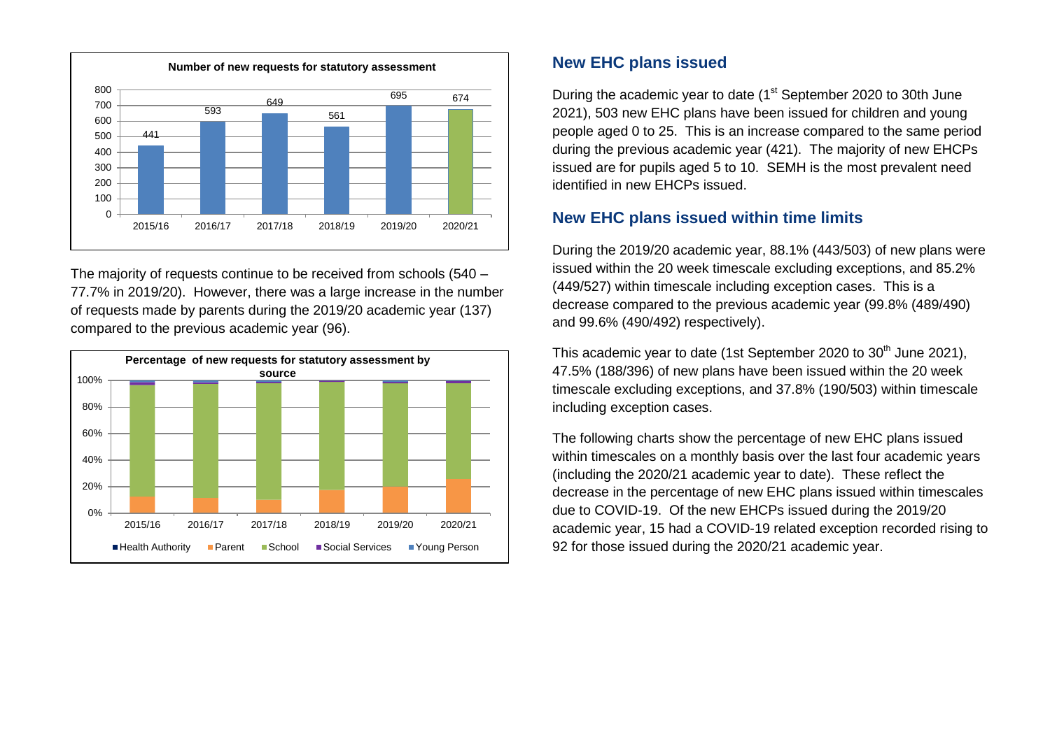**Number of new requests for statutory assessment**

| Year | Requests |
|---|---|
| 2015/16 | 441 |
| 2016/17 | 593 |
| 2017/18 | 649 |
| 2018/19 | 561 |
| 2019/20 | 695 |
| 2020/21 | 674 |

The majority of requests continue to be received from schools (540 – 77.7% in 2019/20). However, there was a large increase in the number of requests made by parents during the 2019/20 academic year (137) compared to the previous academic year (96).

**Percentage of new requests for statutory assessment by source**

Health Authority, Parent, School, Social Services, Young Person (2015/16 – 2020/21)

## New EHC plans issued

During the academic year to date (1st September 2020 to 30th June 2021), 503 new EHC plans have been issued for children and young people aged 0 to 25. This is an increase compared to the same period during the previous academic year (421). The majority of new EHCPs issued are for pupils aged 5 to 10. SEMH is the most prevalent need identified in new EHCPs issued.

## New EHC plans issued within time limits

During the 2019/20 academic year, 88.1% (443/503) of new plans were issued within the 20 week timescale excluding exceptions, and 85.2% (449/527) within timescale including exception cases. This is a decrease compared to the previous academic year (99.8% (489/490) and 99.6% (490/492) respectively).

This academic year to date (1st September 2020 to 30th June 2021), 47.5% (188/396) of new plans have been issued within the 20 week timescale excluding exceptions, and 37.8% (190/503) within timescale including exception cases.

The following charts show the percentage of new EHC plans issued within timescales on a monthly basis over the last four academic years (including the 2020/21 academic year to date). These reflect the decrease in the percentage of new EHC plans issued within timescales due to COVID-19. Of the new EHCPs issued during the 2019/20 academic year, 15 had a COVID-19 related exception recorded rising to 92 for those issued during the 2020/21 academic year.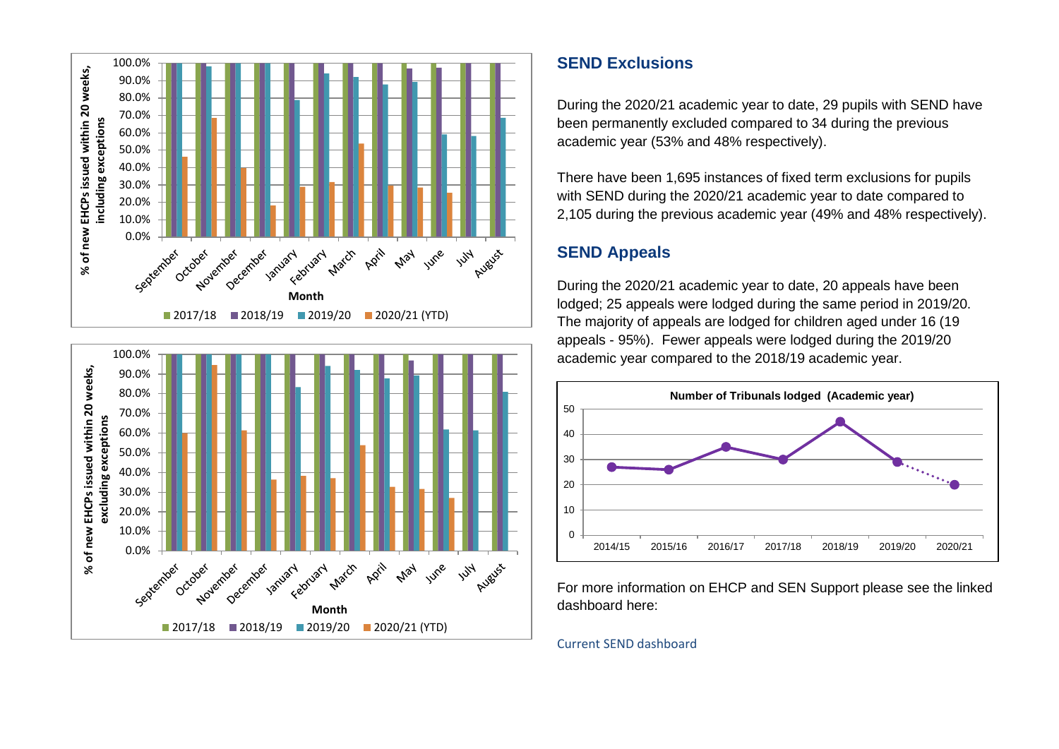% of new EHCPs issued within 20 weeks, including exceptions

100.0%
90.0%
80.0%
70.0%
60.0%
50.0%
40.0%
30.0%
20.0%
10.0%
0.0%

September October November December January February March April May June July August

Month

2017/18 2018/19 2019/20 2020/21 (YTD)

% of new EHCPs issued within 20 weeks, excluding exceptions

100.0%
90.0%
80.0%
70.0%
60.0%
50.0%
40.0%
30.0%
20.0%
10.0%
0.0%

September October November December January February March April May June July August

Month

2017/18 2018/19 2019/20 2020/21 (YTD)

## SEND Exclusions

During the 2020/21 academic year to date, 29 pupils with SEND have been permanently excluded compared to 34 during the previous academic year (53% and 48% respectively).

There have been 1,695 instances of fixed term exclusions for pupils with SEND during the 2020/21 academic year to date compared to 2,105 during the previous academic year (49% and 48% respectively).

## SEND Appeals

During the 2020/21 academic year to date, 20 appeals have been lodged; 25 appeals were lodged during the same period in 2019/20. The majority of appeals are lodged for children aged under 16 (19 appeals - 95%). Fewer appeals were lodged during the 2019/20 academic year compared to the 2018/19 academic year.

Number of Tribunals lodged (Academic year)

50
40
30
20
10
0

2014/15 2015/16 2016/17 2017/18 2018/19 2019/20 2020/21

For more information on EHCP and SEN Support please see the linked dashboard here:

Current SEND dashboard